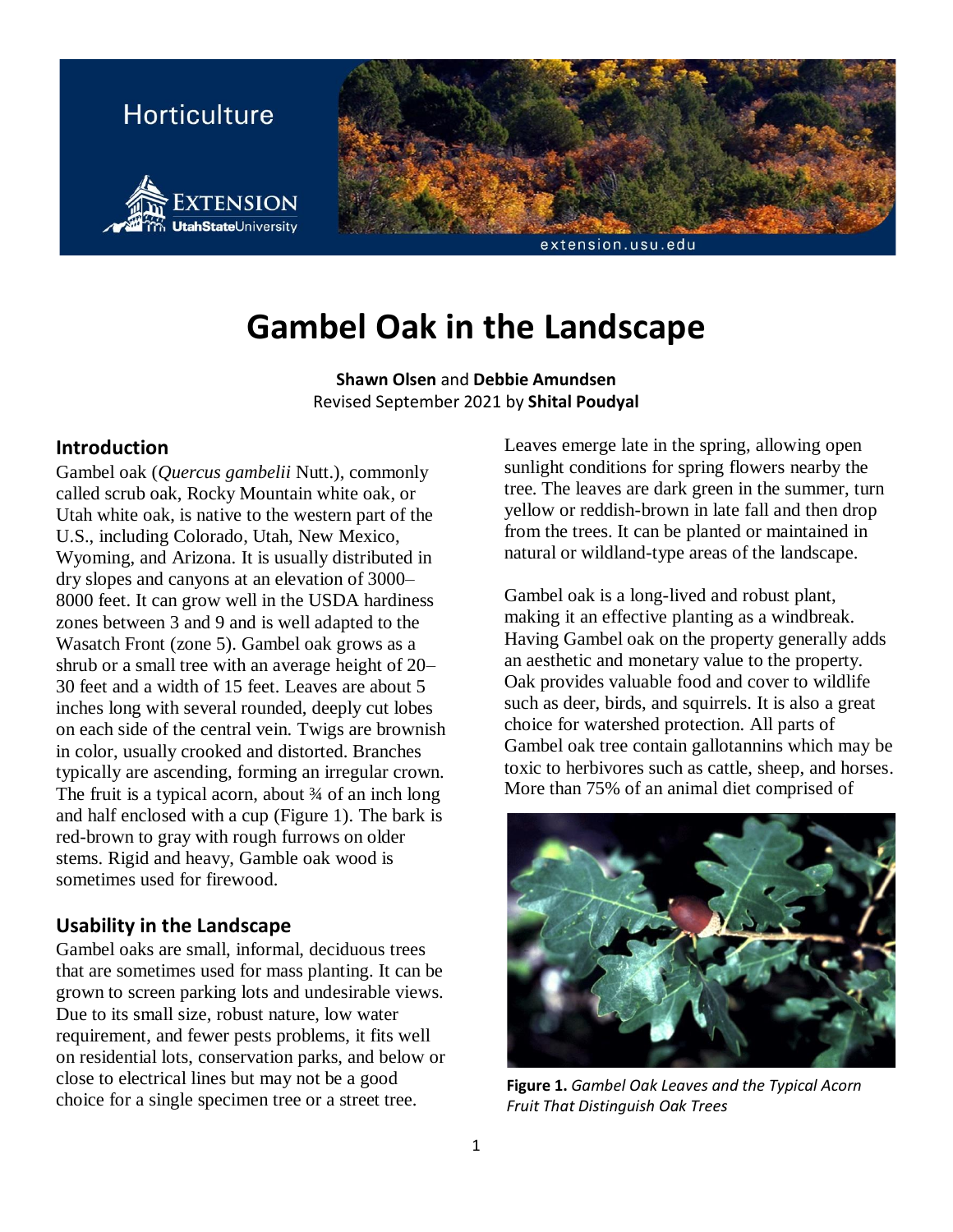Horticulture

# Gambel Oak in the Landscape

**Shawn Olsen** and **Debbie Amundsen**
Revised September 2021 by **Shital Poudyal**

## Introduction

Gambel oak (*Quercus gambelii* Nutt.), commonly called scrub oak, Rocky Mountain white oak, or Utah white oak, is native to the western part of the U.S., including Colorado, Utah, New Mexico, Wyoming, and Arizona. It is usually distributed in dry slopes and canyons at an elevation of 3000–8000 feet. It can grow well in the USDA hardiness zones between 3 and 9 and is well adapted to the Wasatch Front (zone 5). Gambel oak grows as a shrub or a small tree with an average height of 20–30 feet and a width of 15 feet. Leaves are about 5 inches long with several rounded, deeply cut lobes on each side of the central vein. Twigs are brownish in color, usually crooked and distorted. Branches typically are ascending, forming an irregular crown. The fruit is a typical acorn, about ¾ of an inch long and half enclosed with a cup (Figure 1). The bark is red-brown to gray with rough furrows on older stems. Rigid and heavy, Gamble oak wood is sometimes used for firewood.

## Usability in the Landscape

Gambel oaks are small, informal, deciduous trees that are sometimes used for mass planting. It can be grown to screen parking lots and undesirable views. Due to its small size, robust nature, low water requirement, and fewer pests problems, it fits well on residential lots, conservation parks, and below or close to electrical lines but may not be a good choice for a single specimen tree or a street tree.

Leaves emerge late in the spring, allowing open sunlight conditions for spring flowers nearby the tree. The leaves are dark green in the summer, turn yellow or reddish-brown in late fall and then drop from the trees. It can be planted or maintained in natural or wildland-type areas of the landscape.

Gambel oak is a long-lived and robust plant, making it an effective planting as a windbreak. Having Gambel oak on the property generally adds an aesthetic and monetary value to the property. Oak provides valuable food and cover to wildlife such as deer, birds, and squirrels. It is also a great choice for watershed protection. All parts of Gambel oak tree contain gallotannins which may be toxic to herbivores such as cattle, sheep, and horses. More than 75% of an animal diet comprised of

**Figure 1.** *Gambel Oak Leaves and the Typical Acorn Fruit That Distinguish Oak Trees*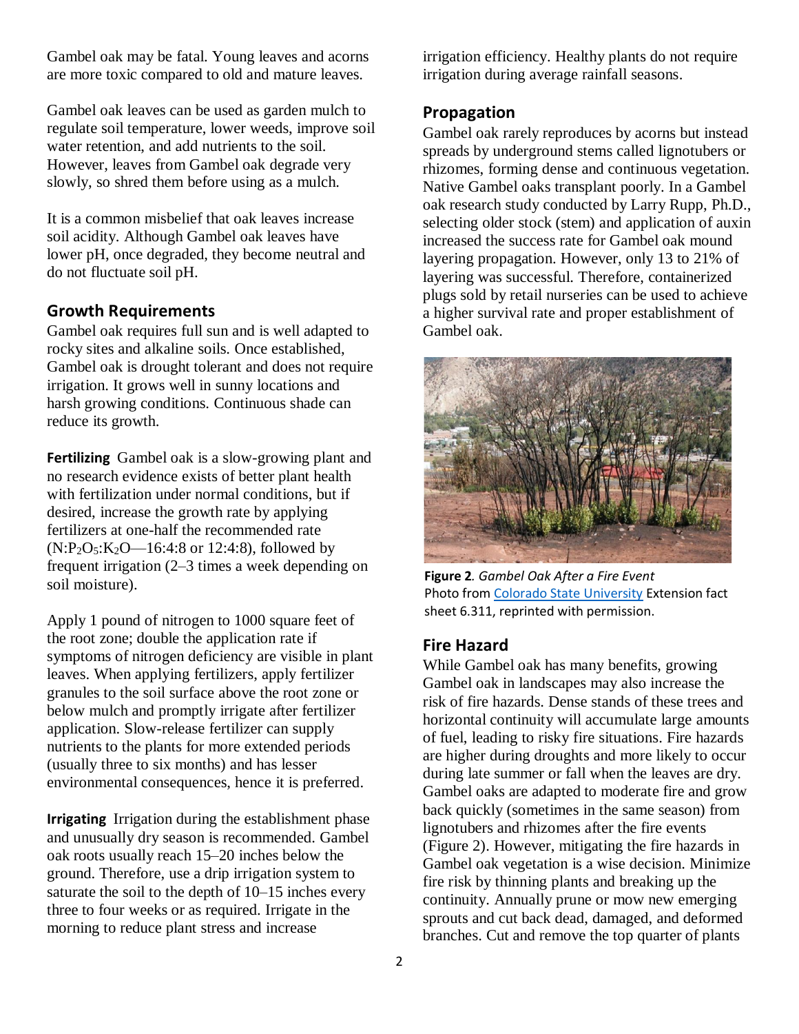Gambel oak may be fatal. Young leaves and acorns are more toxic compared to old and mature leaves.

Gambel oak leaves can be used as garden mulch to regulate soil temperature, lower weeds, improve soil water retention, and add nutrients to the soil. However, leaves from Gambel oak degrade very slowly, so shred them before using as a mulch.

It is a common misbelief that oak leaves increase soil acidity. Although Gambel oak leaves have lower pH, once degraded, they become neutral and do not fluctuate soil pH.

## Growth Requirements

Gambel oak requires full sun and is well adapted to rocky sites and alkaline soils. Once established, Gambel oak is drought tolerant and does not require irrigation. It grows well in sunny locations and harsh growing conditions. Continuous shade can reduce its growth.

**Fertilizing** Gambel oak is a slow-growing plant and no research evidence exists of better plant health with fertilization under normal conditions, but if desired, increase the growth rate by applying fertilizers at one-half the recommended rate ($N$:$P_2O_5$:$K_2O$—16:4:8 or 12:4:8), followed by frequent irrigation (2–3 times a week depending on soil moisture).

Apply 1 pound of nitrogen to 1000 square feet of the root zone; double the application rate if symptoms of nitrogen deficiency are visible in plant leaves. When applying fertilizers, apply fertilizer granules to the soil surface above the root zone or below mulch and promptly irrigate after fertilizer application. Slow-release fertilizer can supply nutrients to the plants for more extended periods (usually three to six months) and has lesser environmental consequences, hence it is preferred.

**Irrigating** Irrigation during the establishment phase and unusually dry season is recommended. Gambel oak roots usually reach 15–20 inches below the ground. Therefore, use a drip irrigation system to saturate the soil to the depth of 10–15 inches every three to four weeks or as required. Irrigate in the morning to reduce plant stress and increase irrigation efficiency. Healthy plants do not require irrigation during average rainfall seasons.

## Propagation

Gambel oak rarely reproduces by acorns but instead spreads by underground stems called lignotubers or rhizomes, forming dense and continuous vegetation. Native Gambel oaks transplant poorly. In a Gambel oak research study conducted by Larry Rupp, Ph.D., selecting older stock (stem) and application of auxin increased the success rate for Gambel oak mound layering propagation. However, only 13 to 21% of layering was successful. Therefore, containerized plugs sold by retail nurseries can be used to achieve a higher survival rate and proper establishment of Gambel oak.

**Figure 2**. *Gambel Oak After a Fire Event*
Photo from Colorado State University Extension fact sheet 6.311, reprinted with permission.

## Fire Hazard

While Gambel oak has many benefits, growing Gambel oak in landscapes may also increase the risk of fire hazards. Dense stands of these trees and horizontal continuity will accumulate large amounts of fuel, leading to risky fire situations. Fire hazards are higher during droughts and more likely to occur during late summer or fall when the leaves are dry. Gambel oaks are adapted to moderate fire and grow back quickly (sometimes in the same season) from lignotubers and rhizomes after the fire events (Figure 2). However, mitigating the fire hazards in Gambel oak vegetation is a wise decision. Minimize fire risk by thinning plants and breaking up the continuity. Annually prune or mow new emerging sprouts and cut back dead, damaged, and deformed branches. Cut and remove the top quarter of plants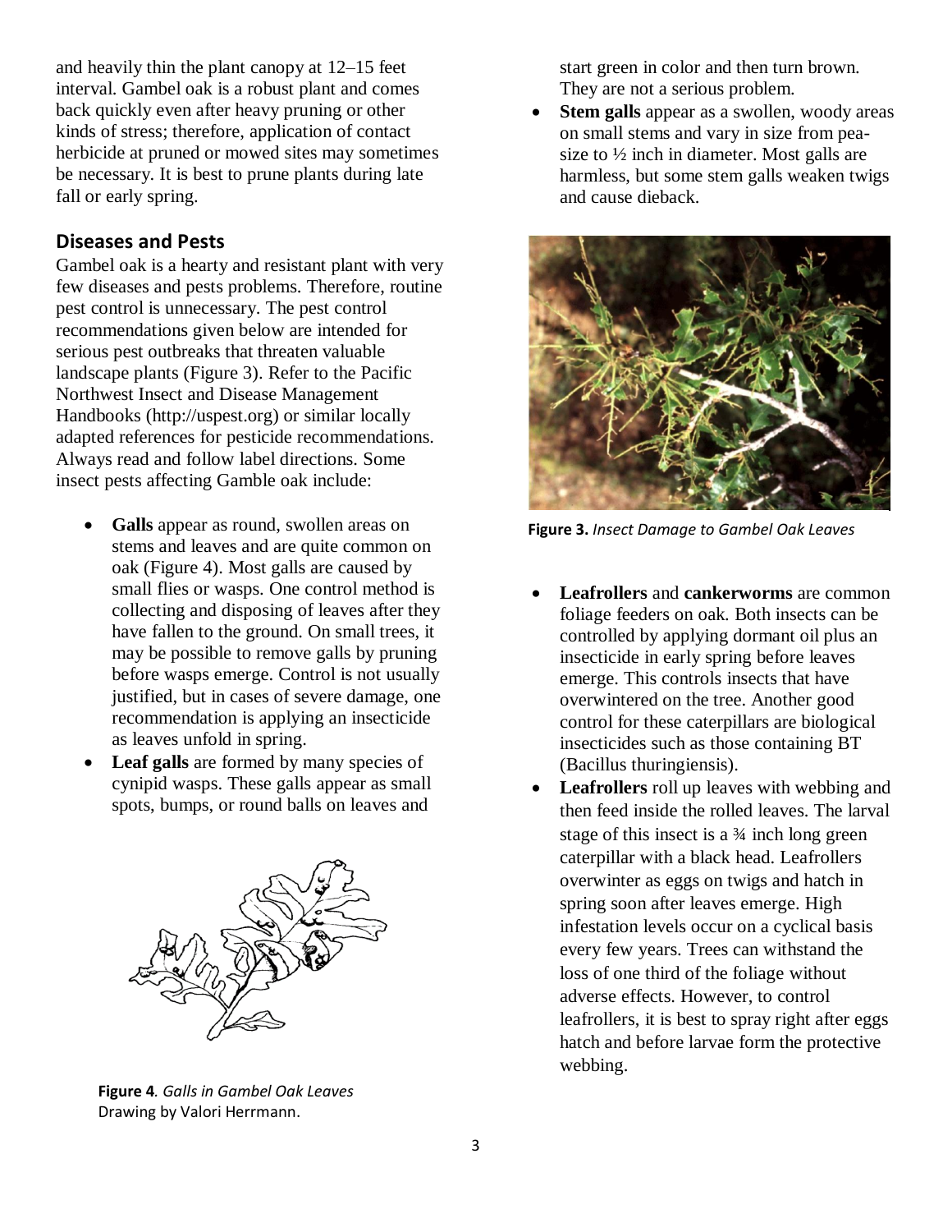and heavily thin the plant canopy at 12–15 feet interval. Gambel oak is a robust plant and comes back quickly even after heavy pruning or other kinds of stress; therefore, application of contact herbicide at pruned or mowed sites may sometimes be necessary. It is best to prune plants during late fall or early spring.

## Diseases and Pests

Gambel oak is a hearty and resistant plant with very few diseases and pests problems. Therefore, routine pest control is unnecessary. The pest control recommendations given below are intended for serious pest outbreaks that threaten valuable landscape plants (Figure 3). Refer to the Pacific Northwest Insect and Disease Management Handbooks (http://uspest.org) or similar locally adapted references for pesticide recommendations. Always read and follow label directions. Some insect pests affecting Gamble oak include:

- **Galls** appear as round, swollen areas on stems and leaves and are quite common on oak (Figure 4). Most galls are caused by small flies or wasps. One control method is collecting and disposing of leaves after they have fallen to the ground. On small trees, it may be possible to remove galls by pruning before wasps emerge. Control is not usually justified, but in cases of severe damage, one recommendation is applying an insecticide as leaves unfold in spring.
- **Leaf galls** are formed by many species of cynipid wasps. These galls appear as small spots, bumps, or round balls on leaves and start green in color and then turn brown. They are not a serious problem.
- **Stem galls** appear as a swollen, woody areas on small stems and vary in size from pea-size to ½ inch in diameter. Most galls are harmless, but some stem galls weaken twigs and cause dieback.

**Figure 4**. *Galls in Gambel Oak Leaves*
Drawing by Valori Herrmann.

**Figure 3.** *Insect Damage to Gambel Oak Leaves*

- **Leafrollers** and **cankerworms** are common foliage feeders on oak. Both insects can be controlled by applying dormant oil plus an insecticide in early spring before leaves emerge. This controls insects that have overwintered on the tree. Another good control for these caterpillars are biological insecticides such as those containing BT (Bacillus thuringiensis).
- **Leafrollers** roll up leaves with webbing and then feed inside the rolled leaves. The larval stage of this insect is a ¾ inch long green caterpillar with a black head. Leafrollers overwinter as eggs on twigs and hatch in spring soon after leaves emerge. High infestation levels occur on a cyclical basis every few years. Trees can withstand the loss of one third of the foliage without adverse effects. However, to control leafrollers, it is best to spray right after eggs hatch and before larvae form the protective webbing.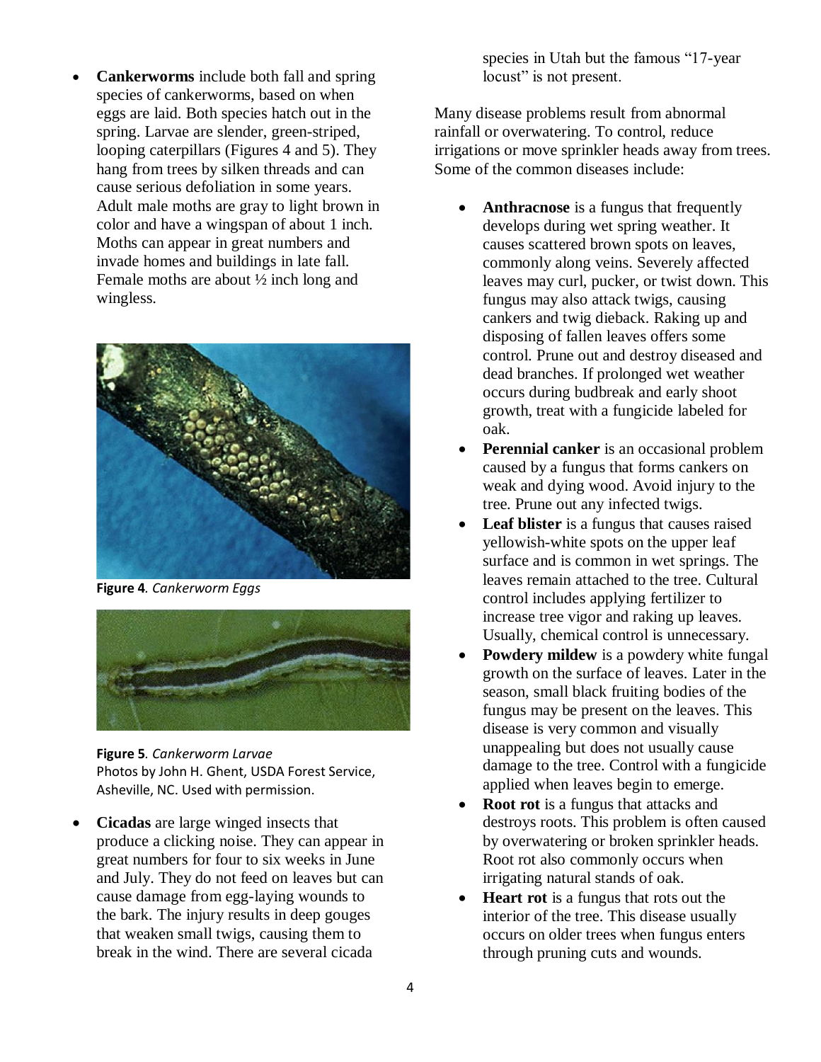- **Cankerworms** include both fall and spring species of cankerworms, based on when eggs are laid. Both species hatch out in the spring. Larvae are slender, green-striped, looping caterpillars (Figures 4 and 5). They hang from trees by silken threads and can cause serious defoliation in some years. Adult male moths are gray to light brown in color and have a wingspan of about 1 inch. Moths can appear in great numbers and invade homes and buildings in late fall. Female moths are about ½ inch long and wingless.

**Figure 4**. *Cankerworm Eggs*

**Figure 5**. *Cankerworm Larvae*
Photos by John H. Ghent, USDA Forest Service, Asheville, NC. Used with permission.

- **Cicadas** are large winged insects that produce a clicking noise. They can appear in great numbers for four to six weeks in June and July. They do not feed on leaves but can cause damage from egg-laying wounds to the bark. The injury results in deep gouges that weaken small twigs, causing them to break in the wind. There are several cicada species in Utah but the famous "17-year locust" is not present.

Many disease problems result from abnormal rainfall or overwatering. To control, reduce irrigations or move sprinkler heads away from trees. Some of the common diseases include:

- **Anthracnose** is a fungus that frequently develops during wet spring weather. It causes scattered brown spots on leaves, commonly along veins. Severely affected leaves may curl, pucker, or twist down. This fungus may also attack twigs, causing cankers and twig dieback. Raking up and disposing of fallen leaves offers some control. Prune out and destroy diseased and dead branches. If prolonged wet weather occurs during budbreak and early shoot growth, treat with a fungicide labeled for oak.
- **Perennial canker** is an occasional problem caused by a fungus that forms cankers on weak and dying wood. Avoid injury to the tree. Prune out any infected twigs.
- **Leaf blister** is a fungus that causes raised yellowish-white spots on the upper leaf surface and is common in wet springs. The leaves remain attached to the tree. Cultural control includes applying fertilizer to increase tree vigor and raking up leaves. Usually, chemical control is unnecessary.
- **Powdery mildew** is a powdery white fungal growth on the surface of leaves. Later in the season, small black fruiting bodies of the fungus may be present on the leaves. This disease is very common and visually unappealing but does not usually cause damage to the tree. Control with a fungicide applied when leaves begin to emerge.
- **Root rot** is a fungus that attacks and destroys roots. This problem is often caused by overwatering or broken sprinkler heads. Root rot also commonly occurs when irrigating natural stands of oak.
- **Heart rot** is a fungus that rots out the interior of the tree. This disease usually occurs on older trees when fungus enters through pruning cuts and wounds.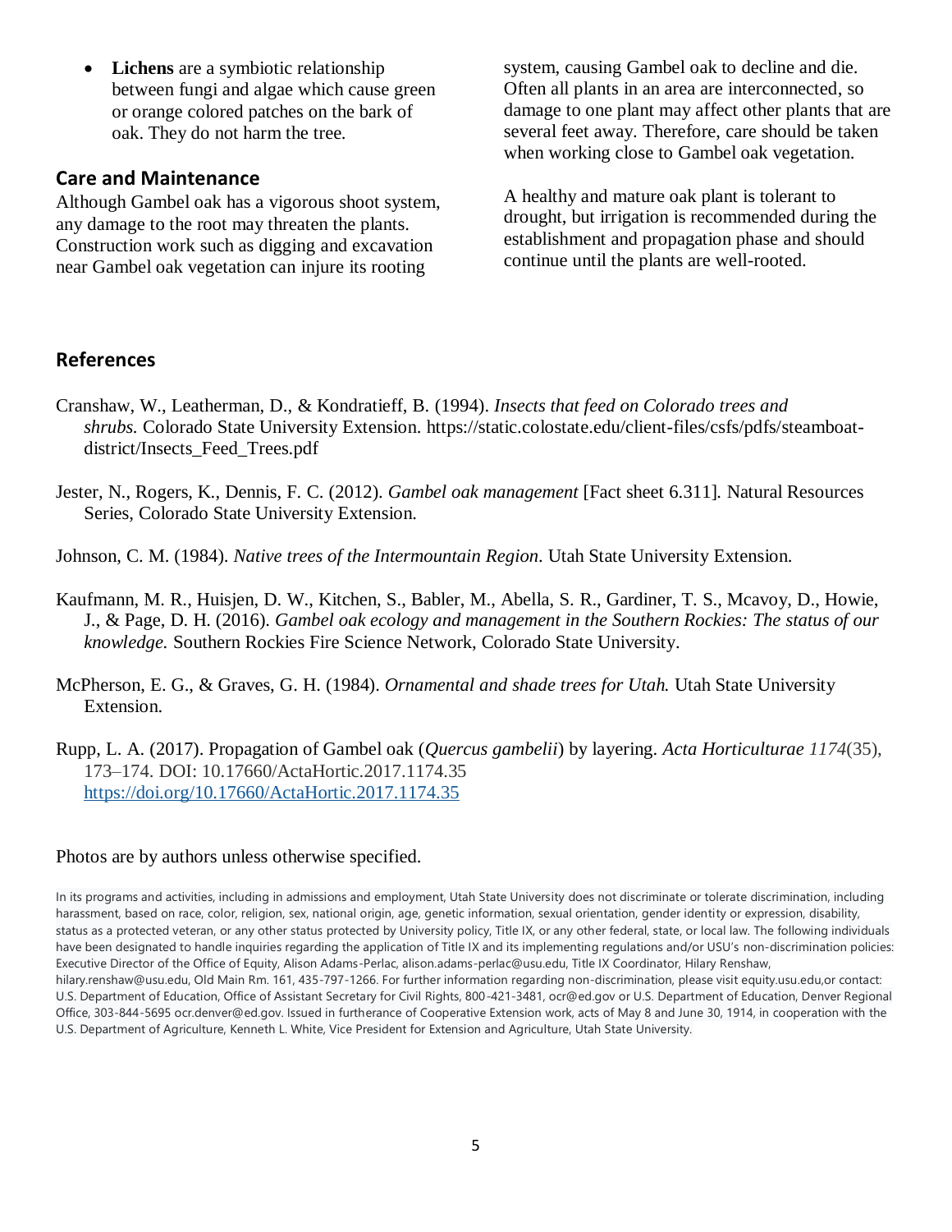- **Lichens** are a symbiotic relationship between fungi and algae which cause green or orange colored patches on the bark of oak. They do not harm the tree.

## Care and Maintenance

Although Gambel oak has a vigorous shoot system, any damage to the root may threaten the plants. Construction work such as digging and excavation near Gambel oak vegetation can injure its rooting system, causing Gambel oak to decline and die. Often all plants in an area are interconnected, so damage to one plant may affect other plants that are several feet away. Therefore, care should be taken when working close to Gambel oak vegetation.

A healthy and mature oak plant is tolerant to drought, but irrigation is recommended during the establishment and propagation phase and should continue until the plants are well-rooted.

## References

Cranshaw, W., Leatherman, D., & Kondratieff, B. (1994). *Insects that feed on Colorado trees and shrubs.* Colorado State University Extension. https://static.colostate.edu/client-files/csfs/pdfs/steamboat-district/Insects_Feed_Trees.pdf

Jester, N., Rogers, K., Dennis, F. C. (2012). *Gambel oak management* [Fact sheet 6.311]. Natural Resources Series, Colorado State University Extension.

Johnson, C. M. (1984). *Native trees of the Intermountain Region*. Utah State University Extension.

Kaufmann, M. R., Huisjen, D. W., Kitchen, S., Babler, M., Abella, S. R., Gardiner, T. S., Mcavoy, D., Howie, J., & Page, D. H. (2016). *Gambel oak ecology and management in the Southern Rockies: The status of our knowledge.* Southern Rockies Fire Science Network, Colorado State University.

McPherson, E. G., & Graves, G. H. (1984). *Ornamental and shade trees for Utah.* Utah State University Extension.

Rupp, L. A. (2017). Propagation of Gambel oak (*Quercus gambelii*) by layering. *Acta Horticulturae 1174*(35), 173–174. DOI: 10.17660/ActaHortic.2017.1174.35 https://doi.org/10.17660/ActaHortic.2017.1174.35

Photos are by authors unless otherwise specified.

In its programs and activities, including in admissions and employment, Utah State University does not discriminate or tolerate discrimination, including harassment, based on race, color, religion, sex, national origin, age, genetic information, sexual orientation, gender identity or expression, disability, status as a protected veteran, or any other status protected by University policy, Title IX, or any other federal, state, or local law. The following individuals have been designated to handle inquiries regarding the application of Title IX and its implementing regulations and/or USU's non-discrimination policies: Executive Director of the Office of Equity, Alison Adams-Perlac, alison.adams-perlac@usu.edu, Title IX Coordinator, Hilary Renshaw, hilary.renshaw@usu.edu, Old Main Rm. 161, 435-797-1266. For further information regarding non-discrimination, please visit equity.usu.edu,or contact: U.S. Department of Education, Office of Assistant Secretary for Civil Rights, 800-421-3481, ocr@ed.gov or U.S. Department of Education, Denver Regional Office, 303-844-5695 ocr.denver@ed.gov. Issued in furtherance of Cooperative Extension work, acts of May 8 and June 30, 1914, in cooperation with the U.S. Department of Agriculture, Kenneth L. White, Vice President for Extension and Agriculture, Utah State University.